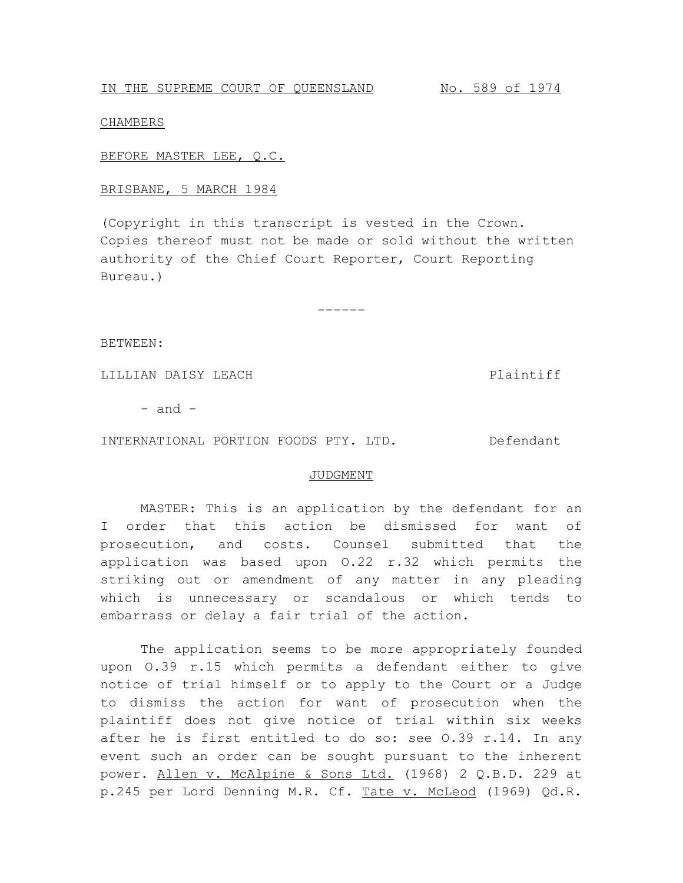IN THE SUPREME COURT OF QUEENSLAND No. 589 of 1974

CHAMBERS

BEFORE MASTER LEE, Q.C.

BRISBANE, 5 MARCH 1984

(Copyright in this transcript is vested in the Crown. Copies thereof must not be made or sold without the written authority of the Chief Court Reporter, Court Reporting Bureau.)

------

BETWEEN:

LILLIAN DAISY LEACH Plaintiff

- and -

INTERNATIONAL PORTION FOODS PTY. LTD. Defendant

JUDGMENT

MASTER: This is an application by the defendant for an I order that this action be dismissed for want of prosecution, and costs. Counsel submitted that the application was based upon O.22 r.32 which permits the striking out or amendment of any matter in any pleading which is unnecessary or scandalous or which tends to embarrass or delay a fair trial of the action.

The application seems to be more appropriately founded upon O.39 r.15 which permits a defendant either to give notice of trial himself or to apply to the Court or a Judge to dismiss the action for want of prosecution when the plaintiff does not give notice of trial within six weeks after he is first entitled to do so: see O.39 r.14. In any event such an order can be sought pursuant to the inherent power. Allen v. McAlpine & Sons Ltd. (1968) 2 Q.B.D. 229 at p.245 per Lord Denning M.R. Cf. Tate v. McLeod (1969) Qd.R.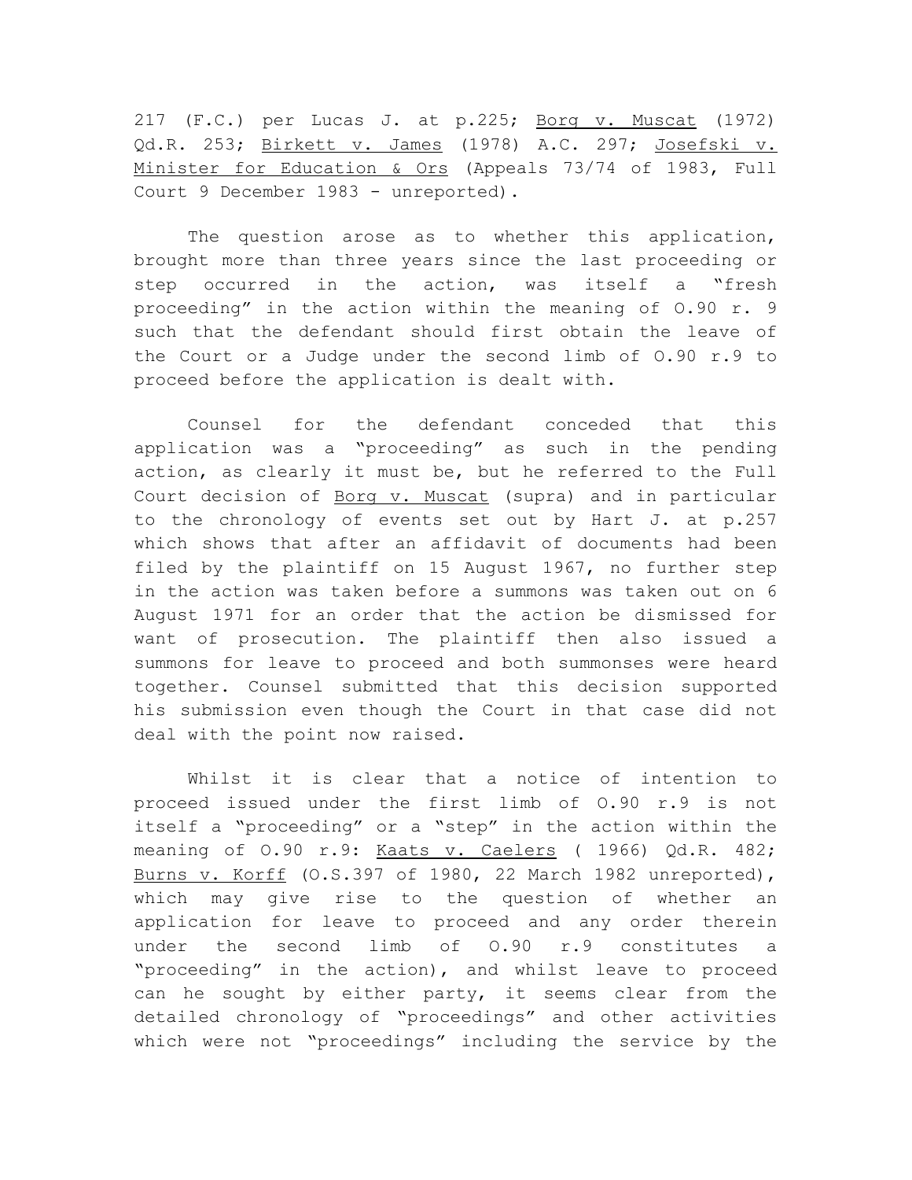217 (F.C.) per Lucas J. at p.225; Borg v. Muscat (1972) Qd.R. 253; Birkett v. James (1978) A.C. 297; Josefski v. Minister for Education & Ors (Appeals 73/74 of 1983, Full Court 9 December 1983 - unreported).

The question arose as to whether this application, brought more than three years since the last proceeding or step occurred in the action, was itself a "fresh proceeding" in the action within the meaning of O.90 r. 9 such that the defendant should first obtain the leave of the Court or a Judge under the second limb of O.90 r.9 to proceed before the application is dealt with.

Counsel for the defendant conceded that this application was a "proceeding" as such in the pending action, as clearly it must be, but he referred to the Full Court decision of Borg v. Muscat (supra) and in particular to the chronology of events set out by Hart J. at p.257 which shows that after an affidavit of documents had been filed by the plaintiff on 15 August 1967, no further step in the action was taken before a summons was taken out on 6 August 1971 for an order that the action be dismissed for want of prosecution. The plaintiff then also issued a summons for leave to proceed and both summonses were heard together. Counsel submitted that this decision supported his submission even though the Court in that case did not deal with the point now raised.

Whilst it is clear that a notice of intention to proceed issued under the first limb of O.90 r.9 is not itself a "proceeding" or a "step" in the action within the meaning of O.90 r.9: Kaats v. Caelers ( 1966) Qd.R. 482; Burns v. Korff (O.S.397 of 1980, 22 March 1982 unreported), which may give rise to the question of whether an application for leave to proceed and any order therein under the second limb of O.90 r.9 constitutes a "proceeding" in the action), and whilst leave to proceed can he sought by either party, it seems clear from the detailed chronology of "proceedings" and other activities which were not "proceedings" including the service by the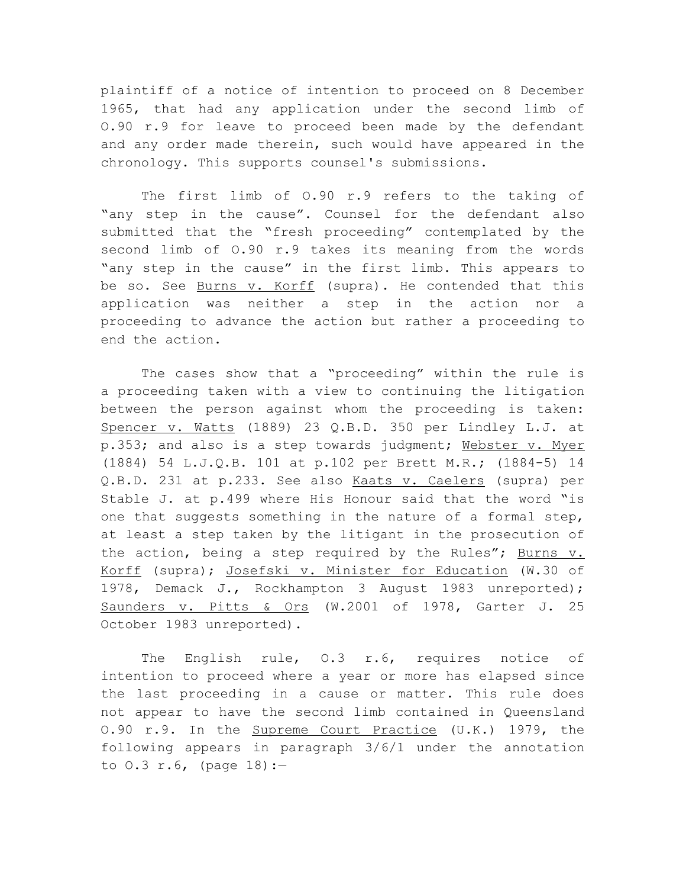plaintiff of a notice of intention to proceed on 8 December 1965, that had any application under the second limb of O.90 r.9 for leave to proceed been made by the defendant and any order made therein, such would have appeared in the chronology. This supports counsel's submissions.

The first limb of O.90 r.9 refers to the taking of "any step in the cause". Counsel for the defendant also submitted that the "fresh proceeding" contemplated by the second limb of O.90 r.9 takes its meaning from the words "any step in the cause" in the first limb. This appears to be so. See Burns v. Korff (supra). He contended that this application was neither a step in the action nor a proceeding to advance the action but rather a proceeding to end the action.

The cases show that a "proceeding" within the rule is a proceeding taken with a view to continuing the litigation between the person against whom the proceeding is taken: Spencer v. Watts (1889) 23 Q.B.D. 350 per Lindley L.J. at p.353; and also is a step towards judgment; Webster v. Myer (1884) 54 L.J.Q.B. 101 at p.102 per Brett M.R.; (1884-5) 14 Q.B.D. 231 at p.233. See also Kaats v. Caelers (supra) per Stable J. at p.499 where His Honour said that the word "is one that suggests something in the nature of a formal step, at least a step taken by the litigant in the prosecution of the action, being a step required by the Rules"; Burns v. Korff (supra); Josefski v. Minister for Education (W.30 of 1978, Demack J., Rockhampton 3 August 1983 unreported); Saunders v. Pitts & Ors (W.2001 of 1978, Garter J. 25 October 1983 unreported).

The English rule, O.3 r.6, requires notice of intention to proceed where a year or more has elapsed since the last proceeding in a cause or matter. This rule does not appear to have the second limb contained in Queensland O.90 r.9. In the Supreme Court Practice (U.K.) 1979, the following appears in paragraph 3/6/1 under the annotation to O.3 r.6, (page 18):—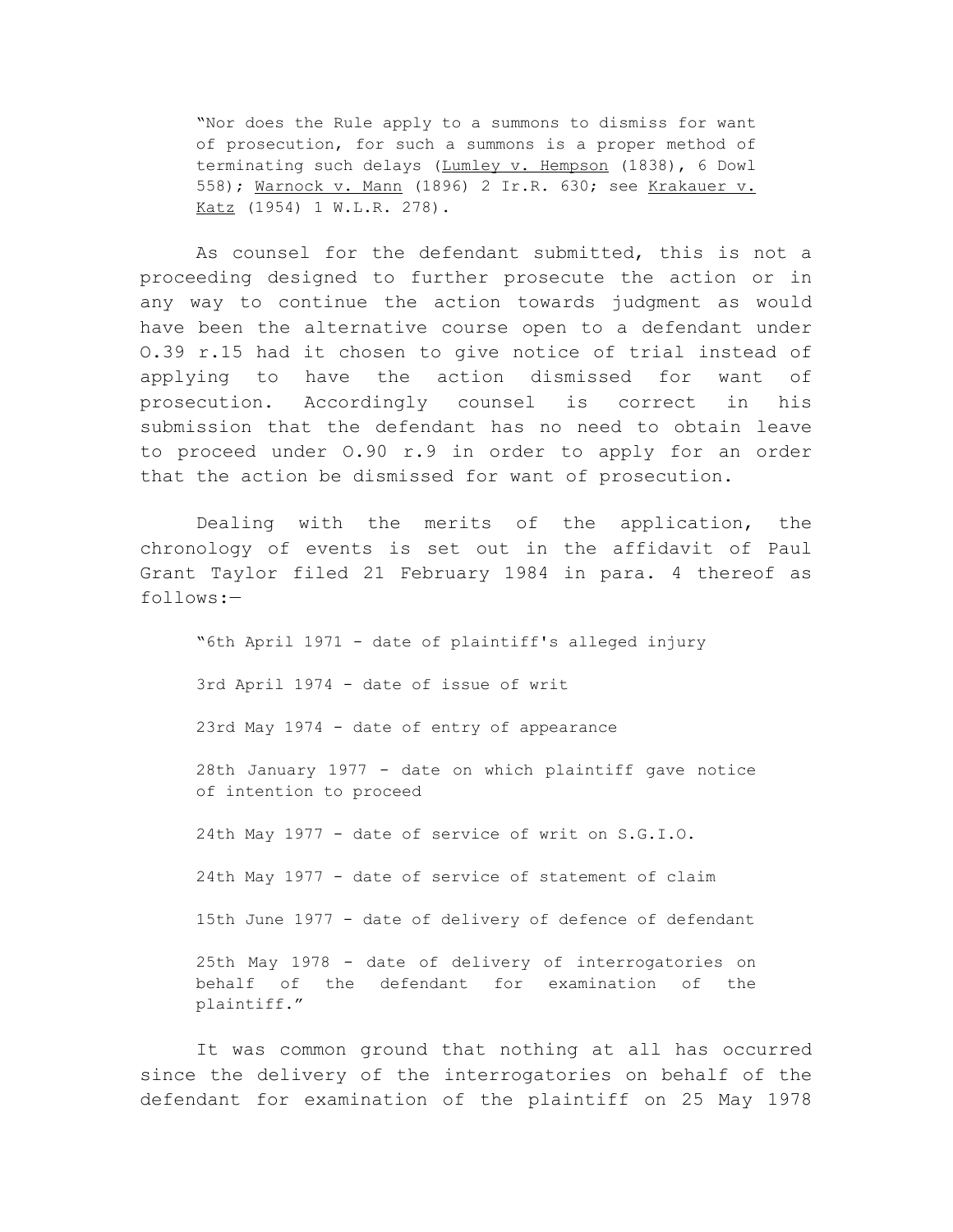> "Nor does the Rule apply to a summons to dismiss for want of prosecution, for such a summons is a proper method of terminating such delays (Lumley v. Hempson (1838), 6 Dowl 558); Warnock v. Mann (1896) 2 Ir.R. 630; see Krakauer v. Katz (1954) 1 W.L.R. 278).

As counsel for the defendant submitted, this is not a proceeding designed to further prosecute the action or in any way to continue the action towards judgment as would have been the alternative course open to a defendant under O.39 r.15 had it chosen to give notice of trial instead of applying to have the action dismissed for want of prosecution. Accordingly counsel is correct in his submission that the defendant has no need to obtain leave to proceed under O.90 r.9 in order to apply for an order that the action be dismissed for want of prosecution.

Dealing with the merits of the application, the chronology of events is set out in the affidavit of Paul Grant Taylor filed 21 February 1984 in para. 4 thereof as follows:—

> "6th April 1971 - date of plaintiff's alleged injury
>
> 3rd April 1974 - date of issue of writ
>
> 23rd May 1974 - date of entry of appearance
>
> 28th January 1977 - date on which plaintiff gave notice of intention to proceed
>
> 24th May 1977 - date of service of writ on S.G.I.O.
>
> 24th May 1977 - date of service of statement of claim
>
> 15th June 1977 - date of delivery of defence of defendant
>
> 25th May 1978 - date of delivery of interrogatories on behalf of the defendant for examination of the plaintiff."

It was common ground that nothing at all has occurred since the delivery of the interrogatories on behalf of the defendant for examination of the plaintiff on 25 May 1978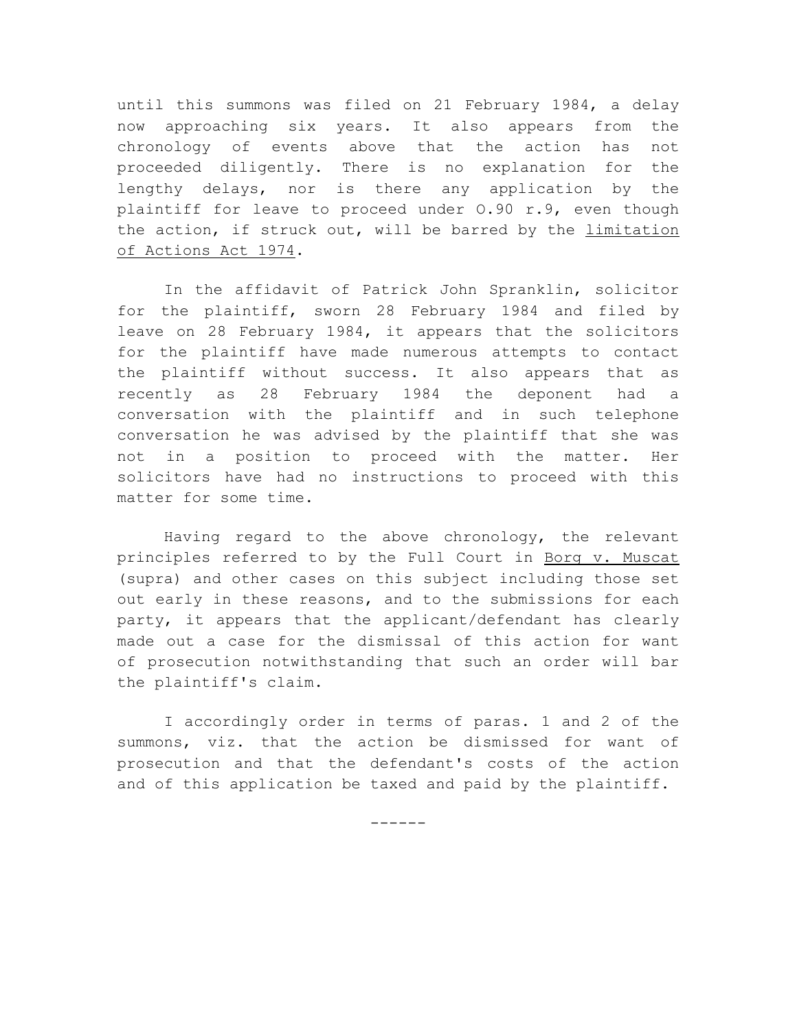until this summons was filed on 21 February 1984, a delay now approaching six years. It also appears from the chronology of events above that the action has not proceeded diligently. There is no explanation for the lengthy delays, nor is there any application by the plaintiff for leave to proceed under O.90 r.9, even though the action, if struck out, will be barred by the limitation of Actions Act 1974.

In the affidavit of Patrick John Spranklin, solicitor for the plaintiff, sworn 28 February 1984 and filed by leave on 28 February 1984, it appears that the solicitors for the plaintiff have made numerous attempts to contact the plaintiff without success. It also appears that as recently as 28 February 1984 the deponent had a conversation with the plaintiff and in such telephone conversation he was advised by the plaintiff that she was not in a position to proceed with the matter. Her solicitors have had no instructions to proceed with this matter for some time.

Having regard to the above chronology, the relevant principles referred to by the Full Court in Borg v. Muscat (supra) and other cases on this subject including those set out early in these reasons, and to the submissions for each party, it appears that the applicant/defendant has clearly made out a case for the dismissal of this action for want of prosecution notwithstanding that such an order will bar the plaintiff's claim.

I accordingly order in terms of paras. 1 and 2 of the summons, viz. that the action be dismissed for want of prosecution and that the defendant's costs of the action and of this application be taxed and paid by the plaintiff.

------